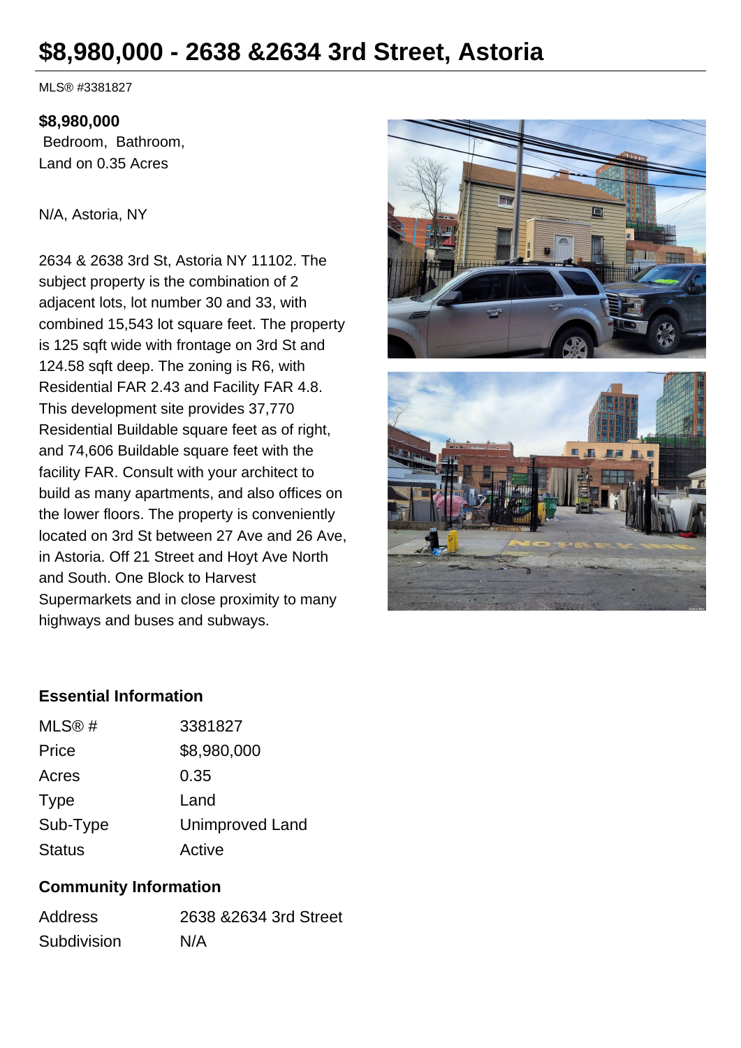# $8,980,000 - 2638 &2634 3rd Street, Astoria

MLS® #3381827

**$8,980,000**
Bedroom, Bathroom,
Land on 0.35 Acres

N/A, Astoria, NY

2634 & 2638 3rd St, Astoria NY 11102. The subject property is the combination of 2 adjacent lots, lot number 30 and 33, with combined 15,543 lot square feet. The property is 125 sqft wide with frontage on 3rd St and 124.58 sqft deep. The zoning is R6, with Residential FAR 2.43 and Facility FAR 4.8. This development site provides 37,770 Residential Buildable square feet as of right, and 74,606 Buildable square feet with the facility FAR. Consult with your architect to build as many apartments, and also offices on the lower floors. The property is conveniently located on 3rd St between 27 Ave and 26 Ave, in Astoria. Off 21 Street and Hoyt Ave North and South. One Block to Harvest Supermarkets and in close proximity to many highways and buses and subways.

### Essential Information

| | |
|---|---|
| MLS® # | 3381827 |
| Price | $8,980,000 |
| Acres | 0.35 |
| Type | Land |
| Sub-Type | Unimproved Land |
| Status | Active |

### Community Information

| | |
|---|---|
| Address | 2638 &2634 3rd Street |
| Subdivision | N/A |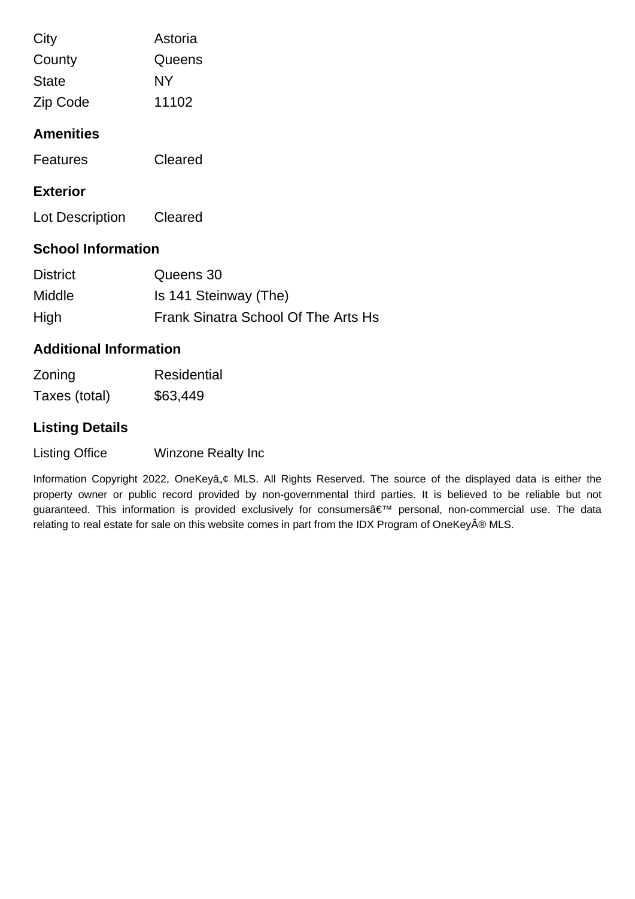| | |
|---|---|
| City | Astoria |
| County | Queens |
| State | NY |
| Zip Code | 11102 |

### Amenities

| | |
|---|---|
| Features | Cleared |

### Exterior

| | |
|---|---|
| Lot Description | Cleared |

### School Information

| | |
|---|---|
| District | Queens 30 |
| Middle | Is 141 Steinway (The) |
| High | Frank Sinatra School Of The Arts Hs |

### Additional Information

| | |
|---|---|
| Zoning | Residential |
| Taxes (total) | $63,449 |

### Listing Details

| | |
|---|---|
| Listing Office | Winzone Realty Inc |

Information Copyright 2022, OneKeyâ„¢ MLS. All Rights Reserved. The source of the displayed data is either the property owner or public record provided by non-governmental third parties. It is believed to be reliable but not guaranteed. This information is provided exclusively for consumersâ€™ personal, non-commercial use. The data relating to real estate for sale on this website comes in part from the IDX Program of OneKeyÂ® MLS.